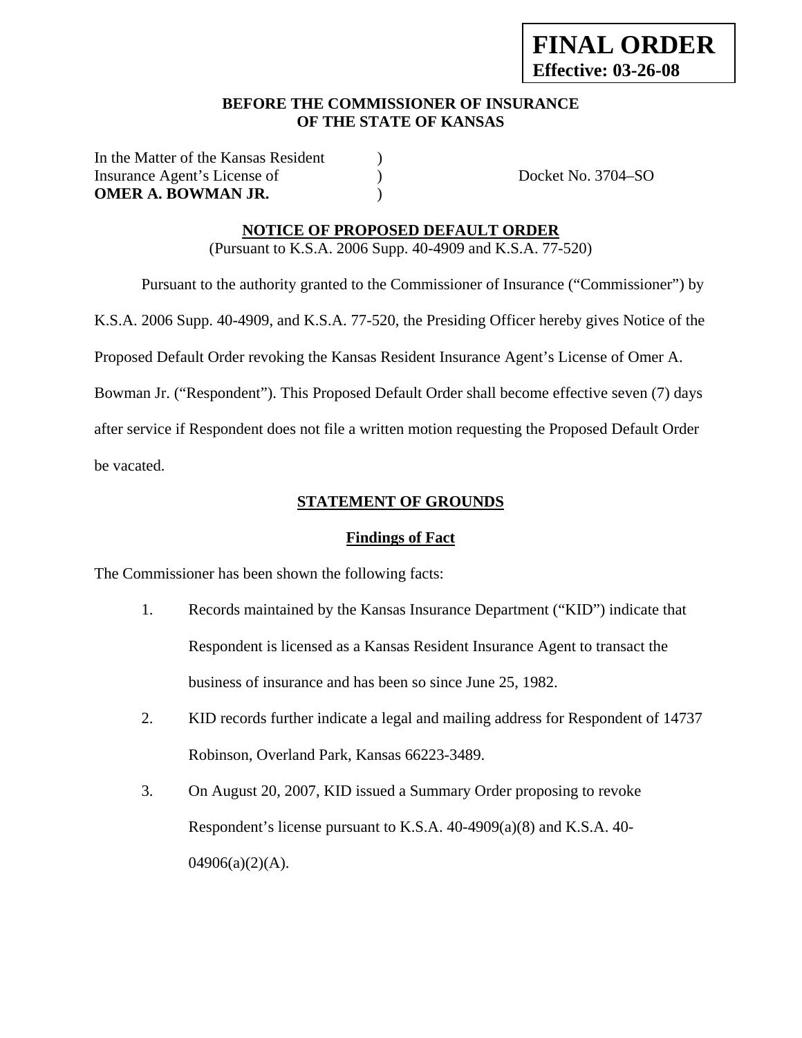**FINAL ORDER**
**Effective: 03-26-08**

**BEFORE THE COMMISSIONER OF INSURANCE**
**OF THE STATE OF KANSAS**

In the Matter of the Kansas Resident )
Insurance Agent's License of ) Docket No. 3704–SO
**OMER A. BOWMAN JR.** )

**NOTICE OF PROPOSED DEFAULT ORDER**
(Pursuant to K.S.A. 2006 Supp. 40-4909 and K.S.A. 77-520)

Pursuant to the authority granted to the Commissioner of Insurance ("Commissioner") by K.S.A. 2006 Supp. 40-4909, and K.S.A. 77-520, the Presiding Officer hereby gives Notice of the Proposed Default Order revoking the Kansas Resident Insurance Agent's License of Omer A. Bowman Jr. ("Respondent"). This Proposed Default Order shall become effective seven (7) days after service if Respondent does not file a written motion requesting the Proposed Default Order be vacated.

**STATEMENT OF GROUNDS**

**Findings of Fact**

The Commissioner has been shown the following facts:

1. Records maintained by the Kansas Insurance Department ("KID") indicate that Respondent is licensed as a Kansas Resident Insurance Agent to transact the business of insurance and has been so since June 25, 1982.
2. KID records further indicate a legal and mailing address for Respondent of 14737 Robinson, Overland Park, Kansas 66223-3489.
3. On August 20, 2007, KID issued a Summary Order proposing to revoke Respondent's license pursuant to K.S.A. 40-4909(a)(8) and K.S.A. 40-04906(a)(2)(A).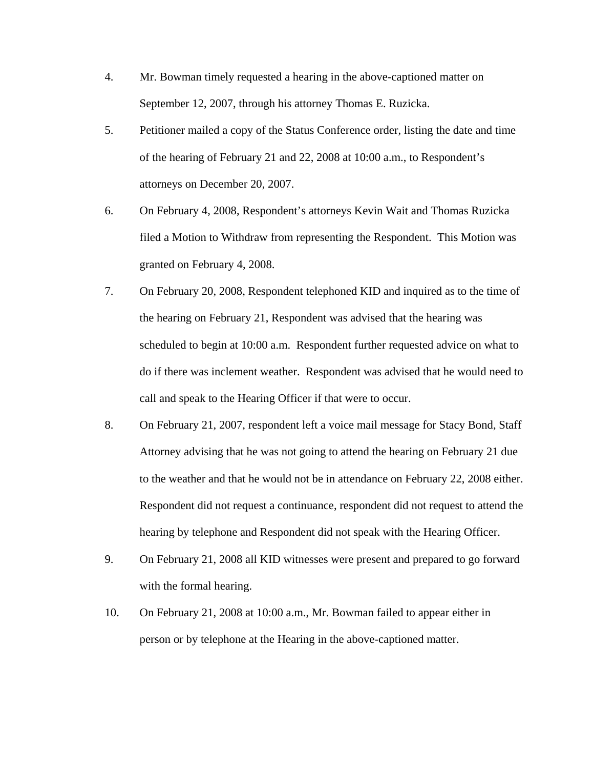4. Mr. Bowman timely requested a hearing in the above-captioned matter on September 12, 2007, through his attorney Thomas E. Ruzicka.

5. Petitioner mailed a copy of the Status Conference order, listing the date and time of the hearing of February 21 and 22, 2008 at 10:00 a.m., to Respondent's attorneys on December 20, 2007.

6. On February 4, 2008, Respondent's attorneys Kevin Wait and Thomas Ruzicka filed a Motion to Withdraw from representing the Respondent. This Motion was granted on February 4, 2008.

7. On February 20, 2008, Respondent telephoned KID and inquired as to the time of the hearing on February 21, Respondent was advised that the hearing was scheduled to begin at 10:00 a.m. Respondent further requested advice on what to do if there was inclement weather. Respondent was advised that he would need to call and speak to the Hearing Officer if that were to occur.

8. On February 21, 2007, respondent left a voice mail message for Stacy Bond, Staff Attorney advising that he was not going to attend the hearing on February 21 due to the weather and that he would not be in attendance on February 22, 2008 either. Respondent did not request a continuance, respondent did not request to attend the hearing by telephone and Respondent did not speak with the Hearing Officer.

9. On February 21, 2008 all KID witnesses were present and prepared to go forward with the formal hearing.

10. On February 21, 2008 at 10:00 a.m., Mr. Bowman failed to appear either in person or by telephone at the Hearing in the above-captioned matter.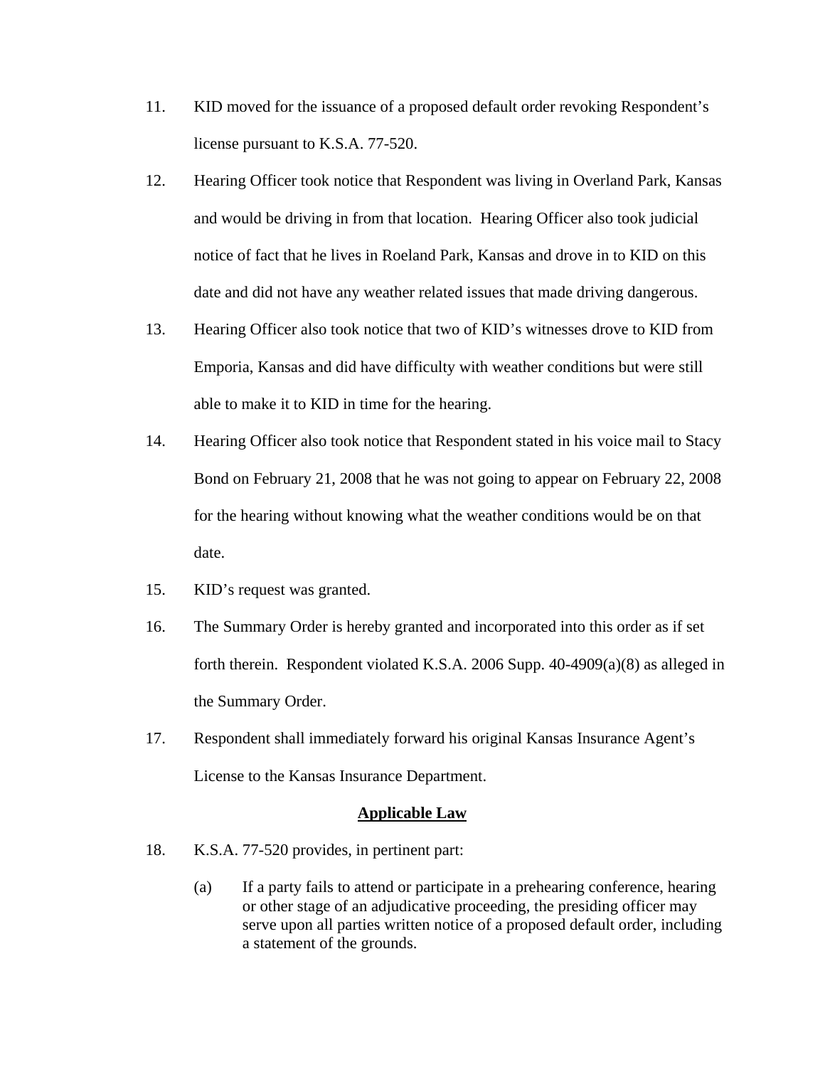11. KID moved for the issuance of a proposed default order revoking Respondent's license pursuant to K.S.A. 77-520.

12. Hearing Officer took notice that Respondent was living in Overland Park, Kansas and would be driving in from that location. Hearing Officer also took judicial notice of fact that he lives in Roeland Park, Kansas and drove in to KID on this date and did not have any weather related issues that made driving dangerous.

13. Hearing Officer also took notice that two of KID's witnesses drove to KID from Emporia, Kansas and did have difficulty with weather conditions but were still able to make it to KID in time for the hearing.

14. Hearing Officer also took notice that Respondent stated in his voice mail to Stacy Bond on February 21, 2008 that he was not going to appear on February 22, 2008 for the hearing without knowing what the weather conditions would be on that date.

15. KID's request was granted.

16. The Summary Order is hereby granted and incorporated into this order as if set forth therein. Respondent violated K.S.A. 2006 Supp. 40-4909(a)(8) as alleged in the Summary Order.

17. Respondent shall immediately forward his original Kansas Insurance Agent's License to the Kansas Insurance Department.

## Applicable Law

18. K.S.A. 77-520 provides, in pertinent part:

    (a) If a party fails to attend or participate in a prehearing conference, hearing or other stage of an adjudicative proceeding, the presiding officer may serve upon all parties written notice of a proposed default order, including a statement of the grounds.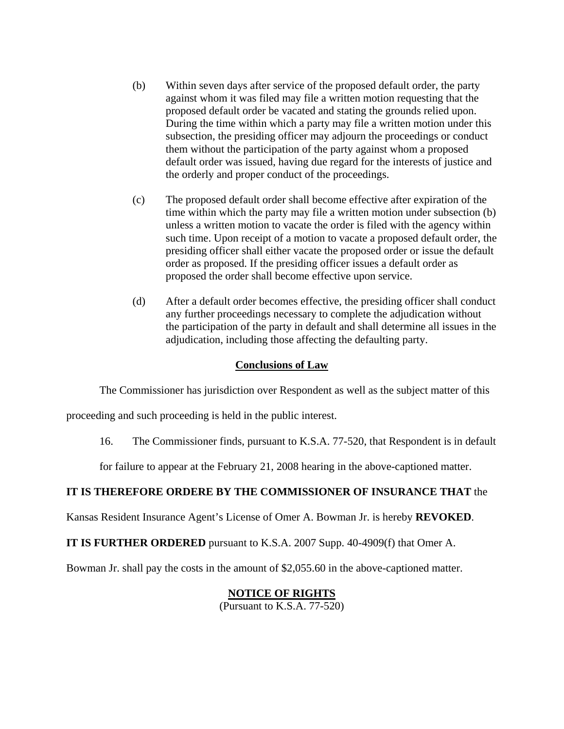(b) Within seven days after service of the proposed default order, the party against whom it was filed may file a written motion requesting that the proposed default order be vacated and stating the grounds relied upon. During the time within which a party may file a written motion under this subsection, the presiding officer may adjourn the proceedings or conduct them without the participation of the party against whom a proposed default order was issued, having due regard for the interests of justice and the orderly and proper conduct of the proceedings.

(c) The proposed default order shall become effective after expiration of the time within which the party may file a written motion under subsection (b) unless a written motion to vacate the order is filed with the agency within such time. Upon receipt of a motion to vacate a proposed default order, the presiding officer shall either vacate the proposed order or issue the default order as proposed. If the presiding officer issues a default order as proposed the order shall become effective upon service.

(d) After a default order becomes effective, the presiding officer shall conduct any further proceedings necessary to complete the adjudication without the participation of the party in default and shall determine all issues in the adjudication, including those affecting the defaulting party.

## Conclusions of Law

The Commissioner has jurisdiction over Respondent as well as the subject matter of this proceeding and such proceeding is held in the public interest.

16. The Commissioner finds, pursuant to K.S.A. 77-520, that Respondent is in default for failure to appear at the February 21, 2008 hearing in the above-captioned matter.

**IT IS THEREFORE ORDERE BY THE COMMISSIONER OF INSURANCE THAT** the Kansas Resident Insurance Agent's License of Omer A. Bowman Jr. is hereby **REVOKED**.

**IT IS FURTHER ORDERED** pursuant to K.S.A. 2007 Supp. 40-4909(f) that Omer A. Bowman Jr. shall pay the costs in the amount of $2,055.60 in the above-captioned matter.

## NOTICE OF RIGHTS

(Pursuant to K.S.A. 77-520)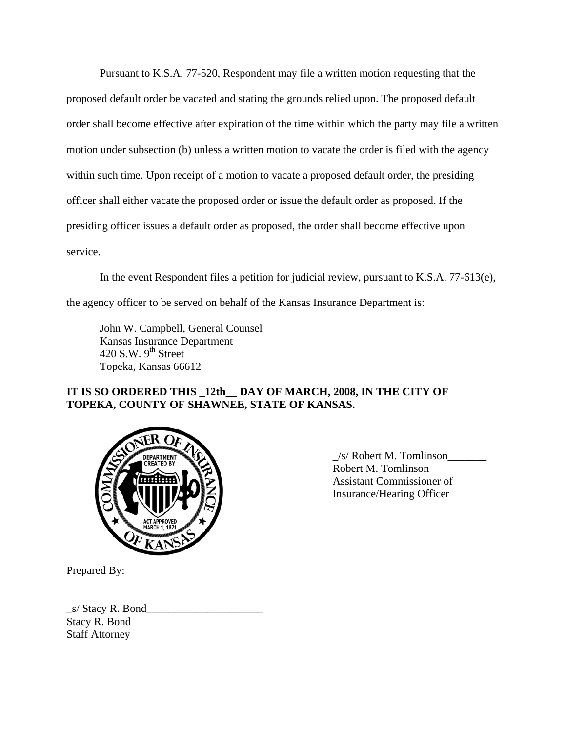Pursuant to K.S.A. 77-520, Respondent may file a written motion requesting that the proposed default order be vacated and stating the grounds relied upon. The proposed default order shall become effective after expiration of the time within which the party may file a written motion under subsection (b) unless a written motion to vacate the order is filed with the agency within such time. Upon receipt of a motion to vacate a proposed default order, the presiding officer shall either vacate the proposed order or issue the default order as proposed. If the presiding officer issues a default order as proposed, the order shall become effective upon service.

In the event Respondent files a petition for judicial review, pursuant to K.S.A. 77-613(e), the agency officer to be served on behalf of the Kansas Insurance Department is:

John W. Campbell, General Counsel
Kansas Insurance Department
420 S.W. 9th Street
Topeka, Kansas 66612

**IT IS SO ORDERED THIS _12th__ DAY OF MARCH, 2008, IN THE CITY OF TOPEKA, COUNTY OF SHAWNEE, STATE OF KANSAS.**

_/s/ Robert M. Tomlinson_______
Robert M. Tomlinson
Assistant Commissioner of
Insurance/Hearing Officer

Prepared By:

_s/ Stacy R. Bond____________________
Stacy R. Bond
Staff Attorney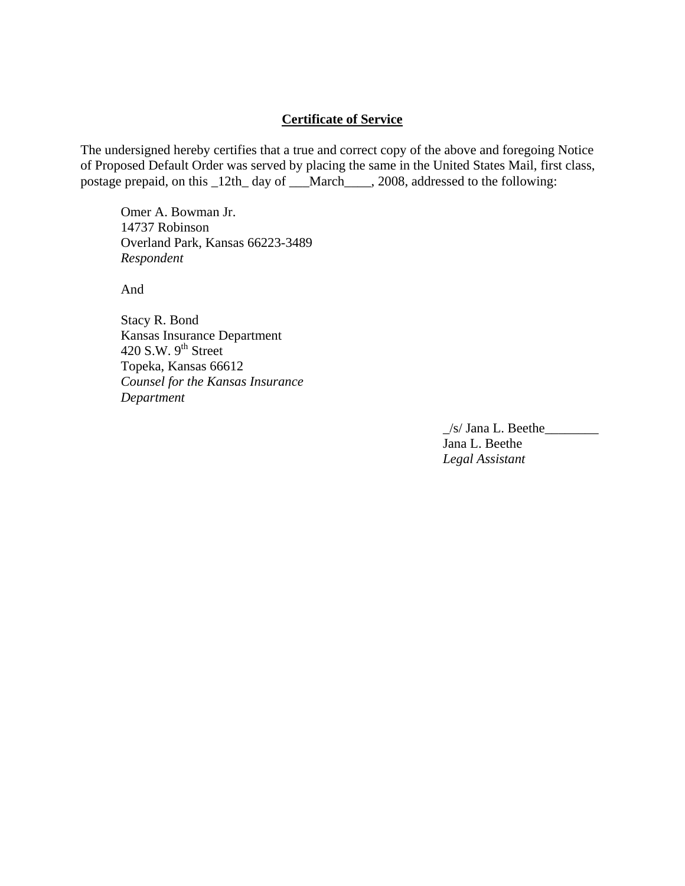**Certificate of Service**

The undersigned hereby certifies that a true and correct copy of the above and foregoing Notice of Proposed Default Order was served by placing the same in the United States Mail, first class, postage prepaid, on this _12th_ day of ___March____, 2008, addressed to the following:

Omer A. Bowman Jr.
14737 Robinson
Overland Park, Kansas 66223-3489
*Respondent*

And

Stacy R. Bond
Kansas Insurance Department
420 S.W. 9th Street
Topeka, Kansas 66612
*Counsel for the Kansas Insurance Department*

_/s/ Jana L. Beethe________
Jana L. Beethe
*Legal Assistant*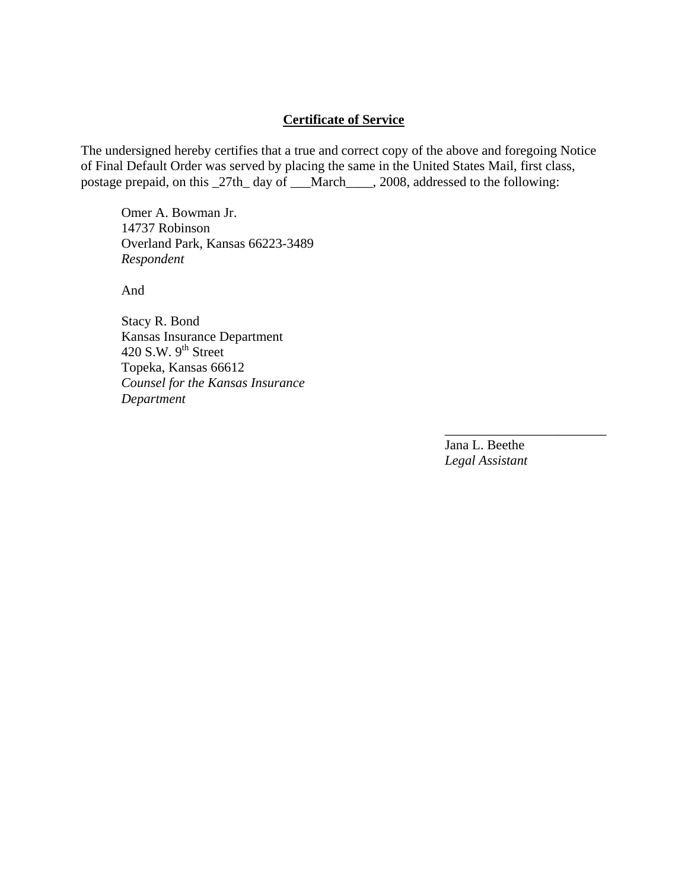**Certificate of Service**

The undersigned hereby certifies that a true and correct copy of the above and foregoing Notice of Final Default Order was served by placing the same in the United States Mail, first class, postage prepaid, on this _27th_ day of ___March____, 2008, addressed to the following:

Omer A. Bowman Jr.
14737 Robinson
Overland Park, Kansas 66223-3489
*Respondent*

And

Stacy R. Bond
Kansas Insurance Department
420 S.W. 9th Street
Topeka, Kansas 66612
*Counsel for the Kansas Insurance Department*

________________________
Jana L. Beethe
*Legal Assistant*